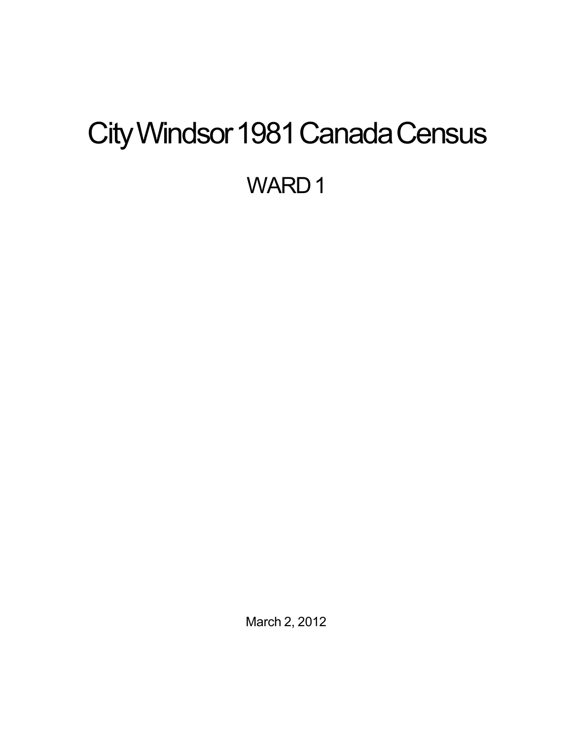# City Windsor 1981 Canada Census

## WARD 1

March 2, 2012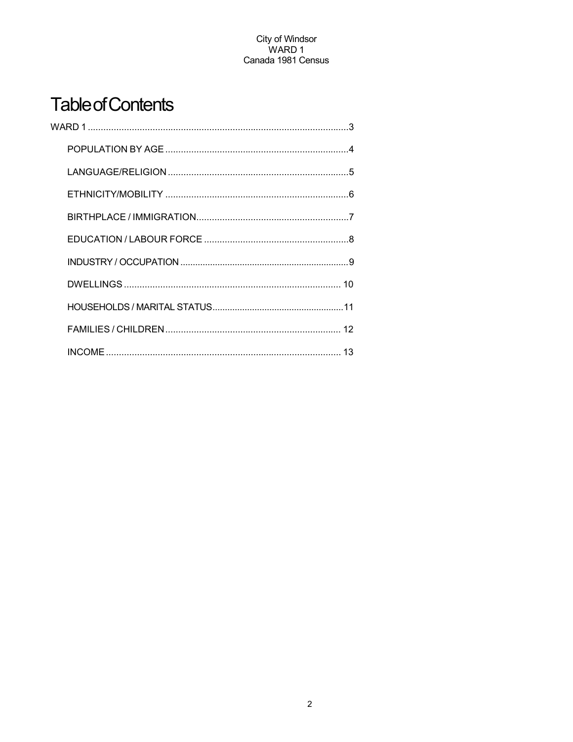# Table of Contents

WARD 1 ..................................................................................................3

- POPULATION BY AGE ......................................................................4
- LANGUAGE/RELIGION .....................................................................5
- ETHNICITY/MOBILITY ......................................................................6
- BIRTHPLACE / IMMIGRATION...........................................................7
- EDUCATION / LABOUR FORCE ........................................................8
- INDUSTRY / OCCUPATION ..................................................................9
- DWELLINGS ................................................................................... 10
- HOUSEHOLDS / MARITAL STATUS.....................................................11
- FAMILIES / CHILDREN .................................................................... 12
- INCOME .......................................................................................... 13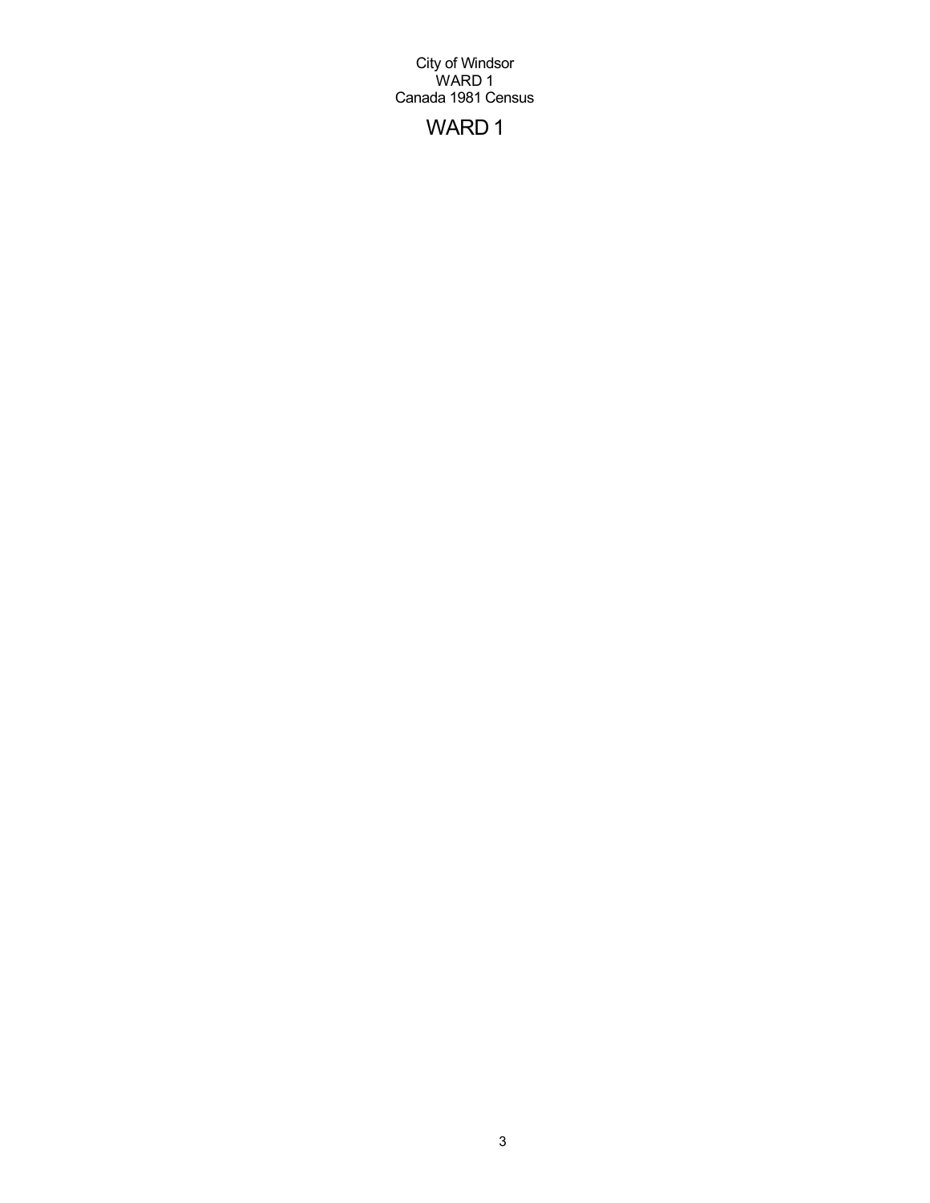# WARD 1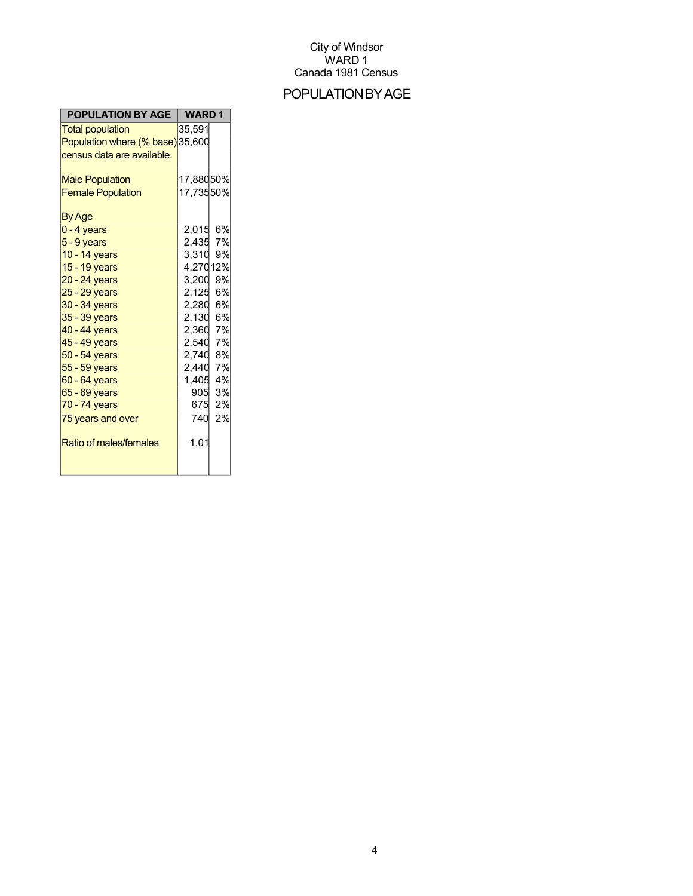City of Windsor
WARD 1
Canada 1981 Census

# POPULATION BY AGE

| POPULATION BY AGE | WARD 1 | |
|---|---|---|
| Total population | 35,591 | |
| Population where (% base) census data are available. | 35,600 | |
| Male Population | 17,880 | 50% |
| Female Population | 17,735 | 50% |
| By Age | | |
| 0 - 4 years | 2,015 | 6% |
| 5 - 9 years | 2,435 | 7% |
| 10 - 14 years | 3,310 | 9% |
| 15 - 19 years | 4,270 | 12% |
| 20 - 24 years | 3,200 | 9% |
| 25 - 29 years | 2,125 | 6% |
| 30 - 34 years | 2,280 | 6% |
| 35 - 39 years | 2,130 | 6% |
| 40 - 44 years | 2,360 | 7% |
| 45 - 49 years | 2,540 | 7% |
| 50 - 54 years | 2,740 | 8% |
| 55 - 59 years | 2,440 | 7% |
| 60 - 64 years | 1,405 | 4% |
| 65 - 69 years | 905 | 3% |
| 70 - 74 years | 675 | 2% |
| 75 years and over | 740 | 2% |
| Ratio of males/females | 1.01 | |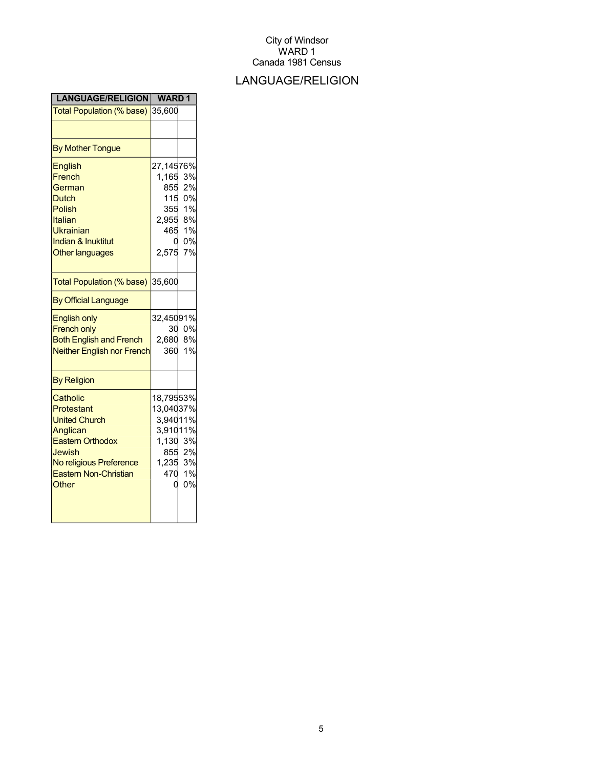City of Windsor
WARD 1
Canada 1981 Census

# LANGUAGE/RELIGION

| LANGUAGE/RELIGION | WARD 1 | |
|---|---|---|
| Total Population (% base) | 35,600 | |
| | | |
| By Mother Tongue | | |
| English | 27,145 | 76% |
| French | 1,165 | 3% |
| German | 855 | 2% |
| Dutch | 115 | 0% |
| Polish | 355 | 1% |
| Italian | 2,955 | 8% |
| Ukrainian | 465 | 1% |
| Indian & Inuktitut | 0 | 0% |
| Other languages | 2,575 | 7% |
| Total Population (% base) | 35,600 | |
| By Official Language | | |
| English only | 32,450 | 91% |
| French only | 30 | 0% |
| Both English and French | 2,680 | 8% |
| Neither English nor French | 360 | 1% |
| By Religion | | |
| Catholic | 18,795 | 53% |
| Protestant | 13,040 | 37% |
| United Church | 3,940 | 11% |
| Anglican | 3,910 | 11% |
| Eastern Orthodox | 1,130 | 3% |
| Jewish | 855 | 2% |
| No religious Preference | 1,235 | 3% |
| Eastern Non-Christian | 470 | 1% |
| Other | 0 | 0% |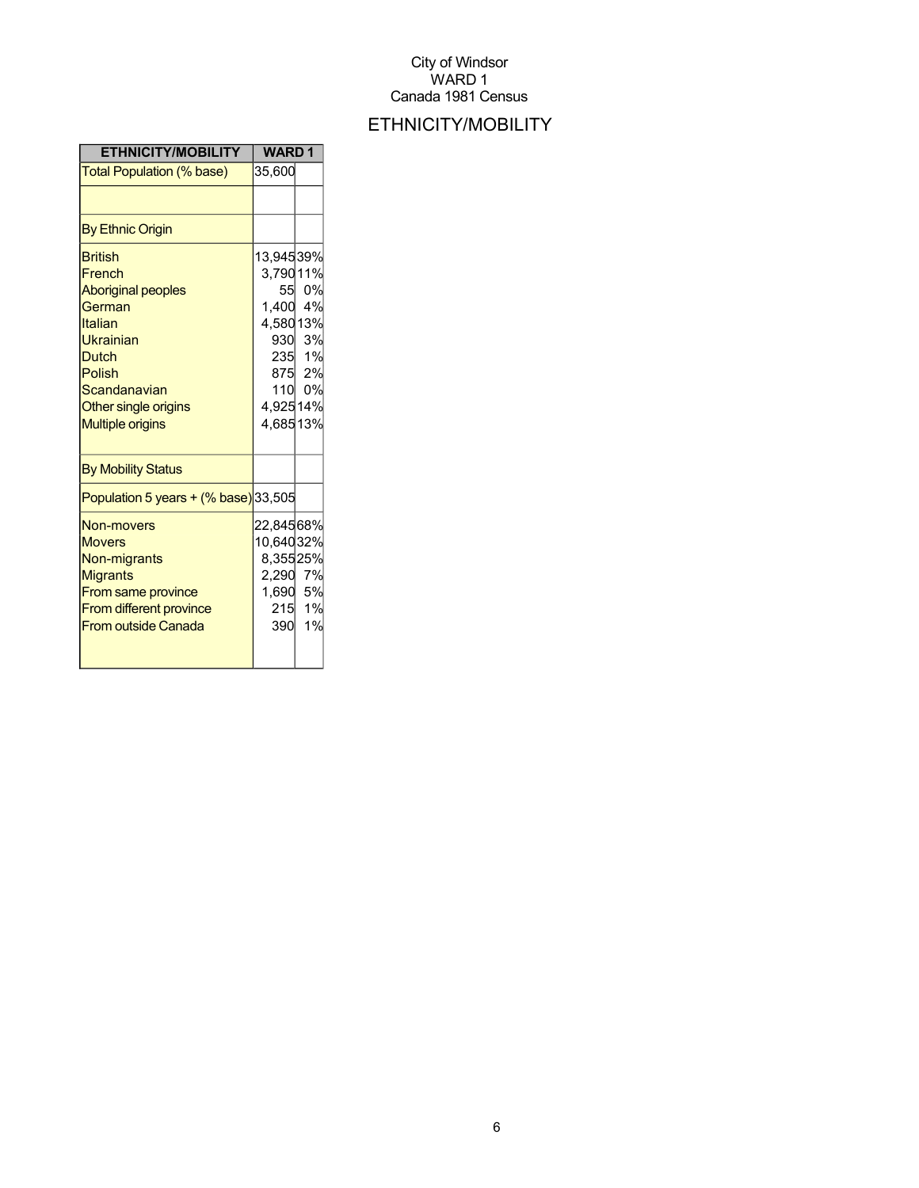City of Windsor
WARD 1
Canada 1981 Census

# ETHNICITY/MOBILITY

| ETHNICITY/MOBILITY | WARD 1 | |
|---|---|---|
| Total Population (% base) | 35,600 | |
| | | |
| By Ethnic Origin | | |
| British | 13,945 | 39% |
| French | 3,790 | 11% |
| Aboriginal peoples | 55 | 0% |
| German | 1,400 | 4% |
| Italian | 4,580 | 13% |
| Ukrainian | 930 | 3% |
| Dutch | 235 | 1% |
| Polish | 875 | 2% |
| Scandanavian | 110 | 0% |
| Other single origins | 4,925 | 14% |
| Multiple origins | 4,685 | 13% |
| By Mobility Status | | |
| Population 5 years + (% base) | 33,505 | |
| Non-movers | 22,845 | 68% |
| Movers | 10,640 | 32% |
| Non-migrants | 8,355 | 25% |
| Migrants | 2,290 | 7% |
| From same province | 1,690 | 5% |
| From different province | 215 | 1% |
| From outside Canada | 390 | 1% |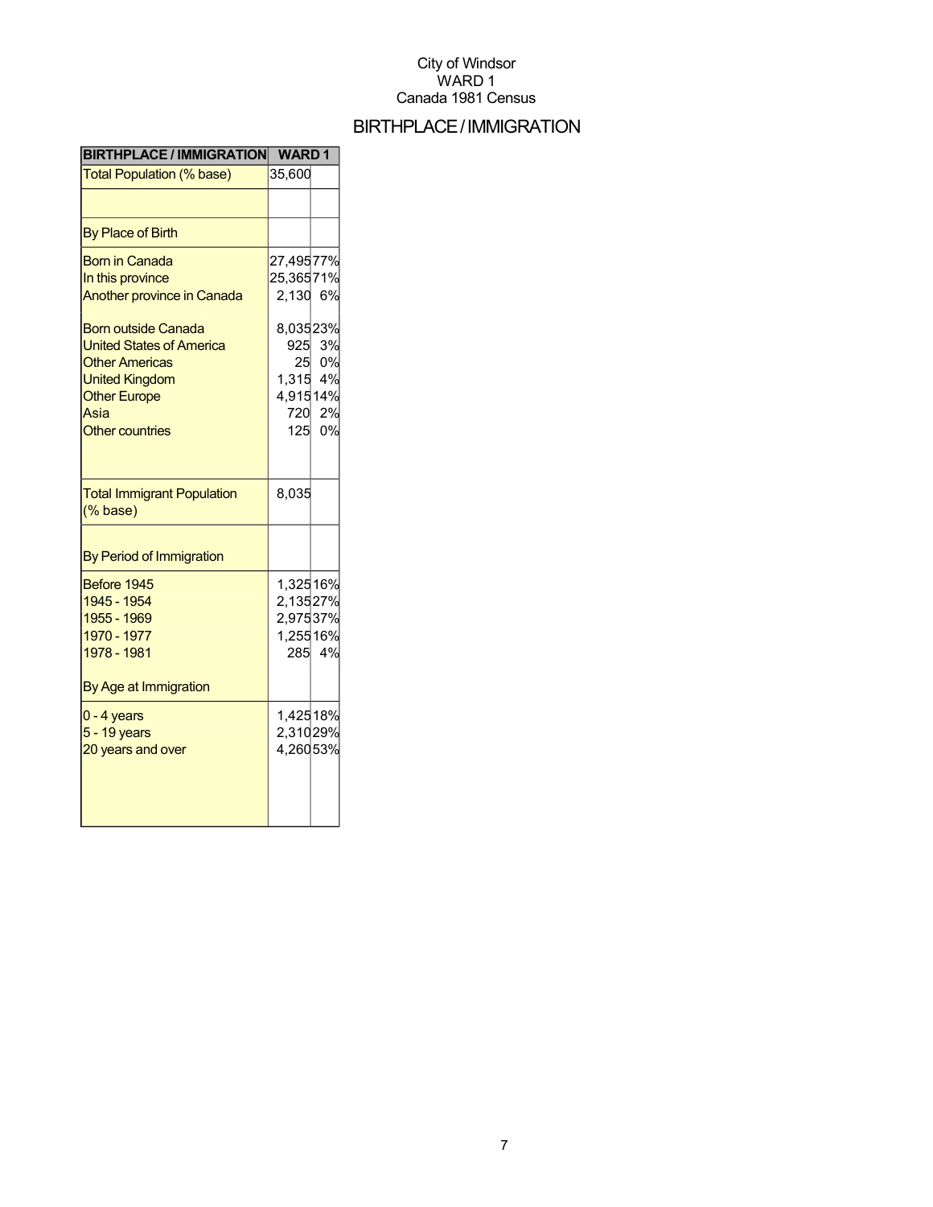City of Windsor
WARD 1
Canada 1981 Census

# BIRTHPLACE / IMMIGRATION

| BIRTHPLACE / IMMIGRATION | WARD 1 | |
|---|---|---|
| Total Population (% base) | 35,600 | |
| | | |
| By Place of Birth | | |
| Born in Canada | 27,495 | 77% |
| In this province | 25,365 | 71% |
| Another province in Canada | 2,130 | 6% |
| Born outside Canada | 8,035 | 23% |
| United States of America | 925 | 3% |
| Other Americas | 25 | 0% |
| United Kingdom | 1,315 | 4% |
| Other Europe | 4,915 | 14% |
| Asia | 720 | 2% |
| Other countries | 125 | 0% |
| Total Immigrant Population (% base) | 8,035 | |
| By Period of Immigration | | |
| Before 1945 | 1,325 | 16% |
| 1945 - 1954 | 2,135 | 27% |
| 1955 - 1969 | 2,975 | 37% |
| 1970 - 1977 | 1,255 | 16% |
| 1978 - 1981 | 285 | 4% |
| By Age at Immigration | | |
| 0 - 4 years | 1,425 | 18% |
| 5 - 19 years | 2,310 | 29% |
| 20 years and over | 4,260 | 53% |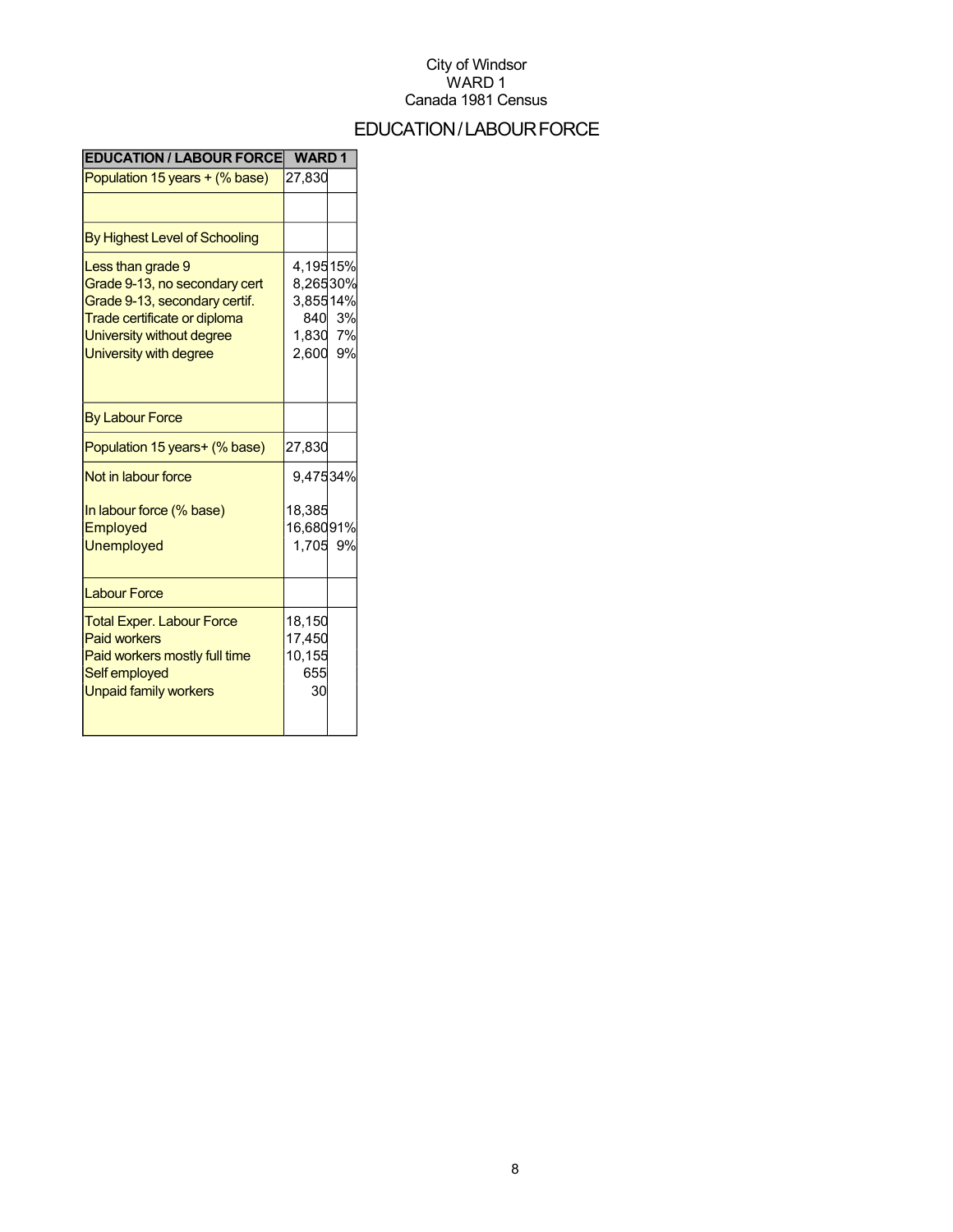City of Windsor
WARD 1
Canada 1981 Census

# EDUCATION / LABOUR FORCE

| EDUCATION / LABOUR FORCE | WARD 1 | |
|---|---|---|
| Population 15 years + (% base) | 27,830 | |
| | | |
| By Highest Level of Schooling | | |
| Less than grade 9 | 4,195 | 15% |
| Grade 9-13, no secondary cert | 8,265 | 30% |
| Grade 9-13, secondary certif. | 3,855 | 14% |
| Trade certificate or diploma | 840 | 3% |
| University without degree | 1,830 | 7% |
| University with degree | 2,600 | 9% |
| By Labour Force | | |
| Population 15 years+ (% base) | 27,830 | |
| Not in labour force | 9,475 | 34% |
| In labour force (% base) | 18,385 | |
| Employed | 16,680 | 91% |
| Unemployed | 1,705 | 9% |
| Labour Force | | |
| Total Exper. Labour Force | 18,150 | |
| Paid workers | 17,450 | |
| Paid workers mostly full time | 10,155 | |
| Self employed | 655 | |
| Unpaid family workers | 30 | |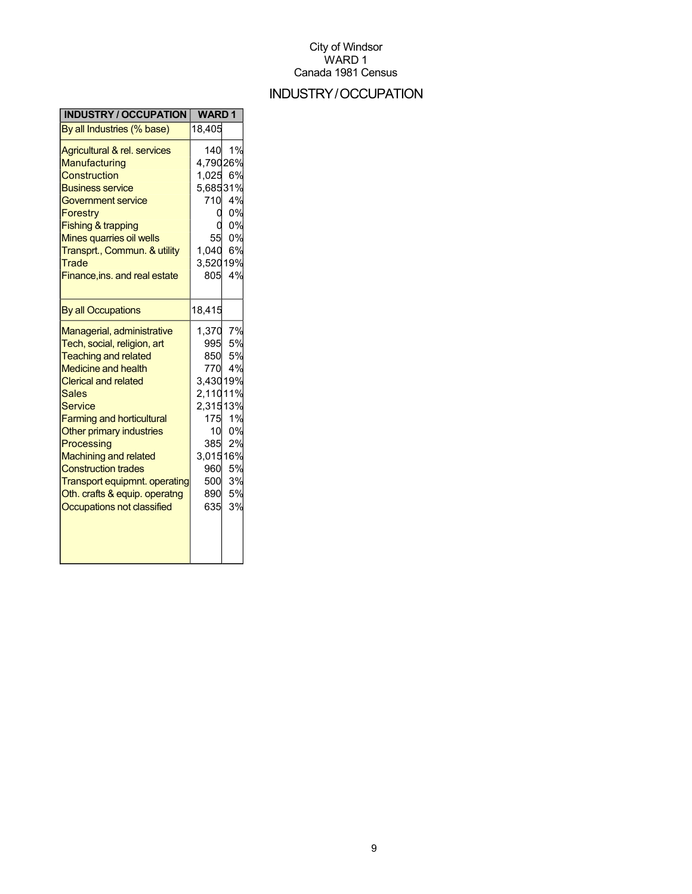City of Windsor
WARD 1
Canada 1981 Census

# INDUSTRY/OCCUPATION

| INDUSTRY / OCCUPATION | WARD 1 | |
|---|---|---|
| By all Industries (% base) | 18,405 | |
| Agricultural & rel. services | 140 | 1% |
| Manufacturing | 4,790 | 26% |
| Construction | 1,025 | 6% |
| Business service | 5,685 | 31% |
| Government service | 710 | 4% |
| Forestry | 0 | 0% |
| Fishing & trapping | 0 | 0% |
| Mines quarries oil wells | 55 | 0% |
| Transprt., Commun. & utility | 1,040 | 6% |
| Trade | 3,520 | 19% |
| Finance,ins. and real estate | 805 | 4% |
| By all Occupations | 18,415 | |
| Managerial, administrative | 1,370 | 7% |
| Tech, social, religion, art | 995 | 5% |
| Teaching and related | 850 | 5% |
| Medicine and health | 770 | 4% |
| Clerical and related | 3,430 | 19% |
| Sales | 2,110 | 11% |
| Service | 2,315 | 13% |
| Farming and horticultural | 175 | 1% |
| Other primary industries | 10 | 0% |
| Processing | 385 | 2% |
| Machining and related | 3,015 | 16% |
| Construction trades | 960 | 5% |
| Transport equipmnt. operating | 500 | 3% |
| Oth. crafts & equip. operatng | 890 | 5% |
| Occupations not classified | 635 | 3% |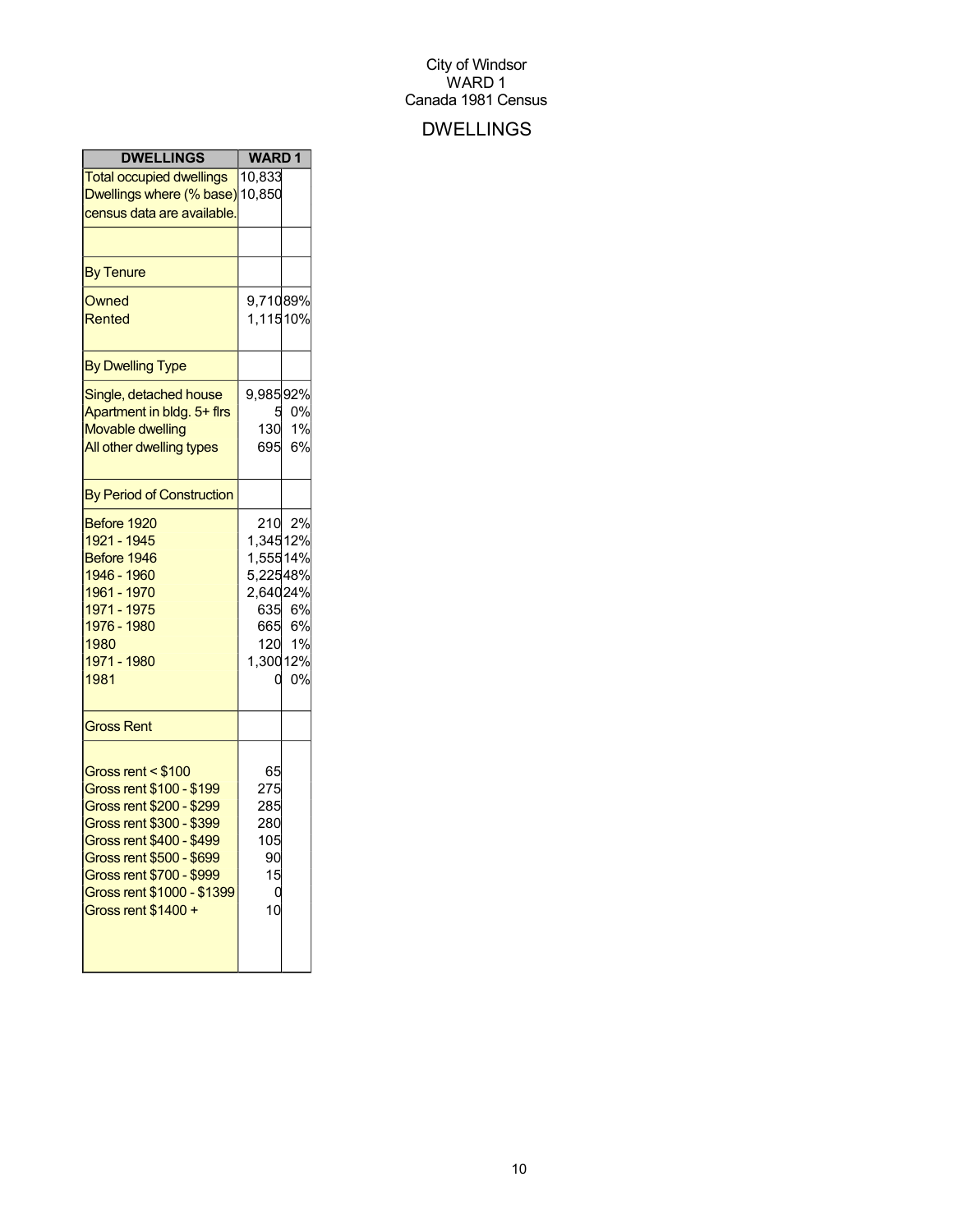City of Windsor
WARD 1
Canada 1981 Census

# DWELLINGS

| DWELLINGS | WARD 1 | |
|---|---|---|
| Total occupied dwellings | 10,833 | |
| Dwellings where (% base) census data are available. | 10,850 | |
| | | |
| By Tenure | | |
| Owned | 9,710 | 89% |
| Rented | 1,115 | 10% |
| By Dwelling Type | | |
| Single, detached house | 9,985 | 92% |
| Apartment in bldg. 5+ flrs | 5 | 0% |
| Movable dwelling | 130 | 1% |
| All other dwelling types | 695 | 6% |
| By Period of Construction | | |
| Before 1920 | 210 | 2% |
| 1921 - 1945 | 1,345 | 12% |
| Before 1946 | 1,555 | 14% |
| 1946 - 1960 | 5,225 | 48% |
| 1961 - 1970 | 2,640 | 24% |
| 1971 - 1975 | 635 | 6% |
| 1976 - 1980 | 665 | 6% |
| 1980 | 120 | 1% |
| 1971 - 1980 | 1,300 | 12% |
| 1981 | 0 | 0% |
| Gross Rent | | |
| Gross rent < $100 | 65 | |
| Gross rent $100 - $199 | 275 | |
| Gross rent $200 - $299 | 285 | |
| Gross rent $300 - $399 | 280 | |
| Gross rent $400 - $499 | 105 | |
| Gross rent $500 - $699 | 90 | |
| Gross rent $700 - $999 | 15 | |
| Gross rent $1000 - $1399 | 0 | |
| Gross rent $1400 + | 10 | |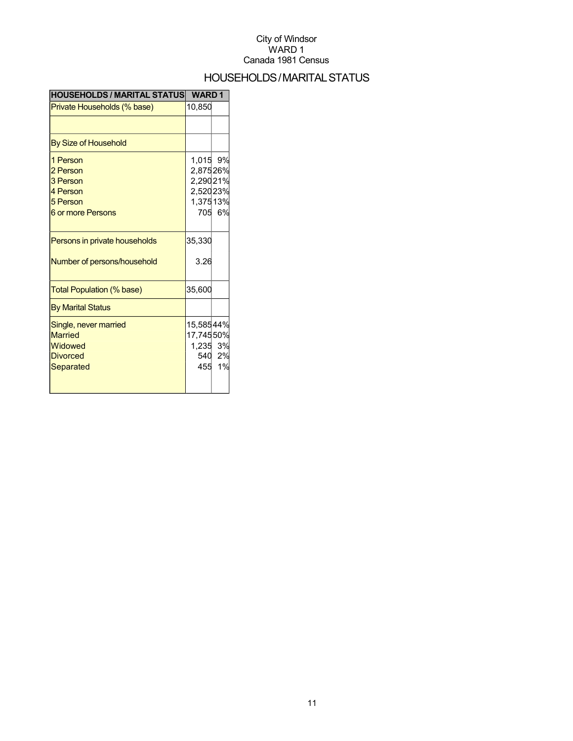City of Windsor
WARD 1
Canada 1981 Census

# HOUSEHOLDS / MARITAL STATUS

| HOUSEHOLDS / MARITAL STATUS | WARD 1 | |
|---|---|---|
| Private Households (% base) | 10,850 | |
| | | |
| By Size of Household | | |
| 1 Person | 1,015 | 9% |
| 2 Person | 2,875 | 26% |
| 3 Person | 2,290 | 21% |
| 4 Person | 2,520 | 23% |
| 5 Person | 1,375 | 13% |
| 6 or more Persons | 705 | 6% |
| Persons in private households | 35,330 | |
| Number of persons/household | 3.26 | |
| Total Population (% base) | 35,600 | |
| By Marital Status | | |
| Single, never married | 15,585 | 44% |
| Married | 17,745 | 50% |
| Widowed | 1,235 | 3% |
| Divorced | 540 | 2% |
| Separated | 455 | 1% |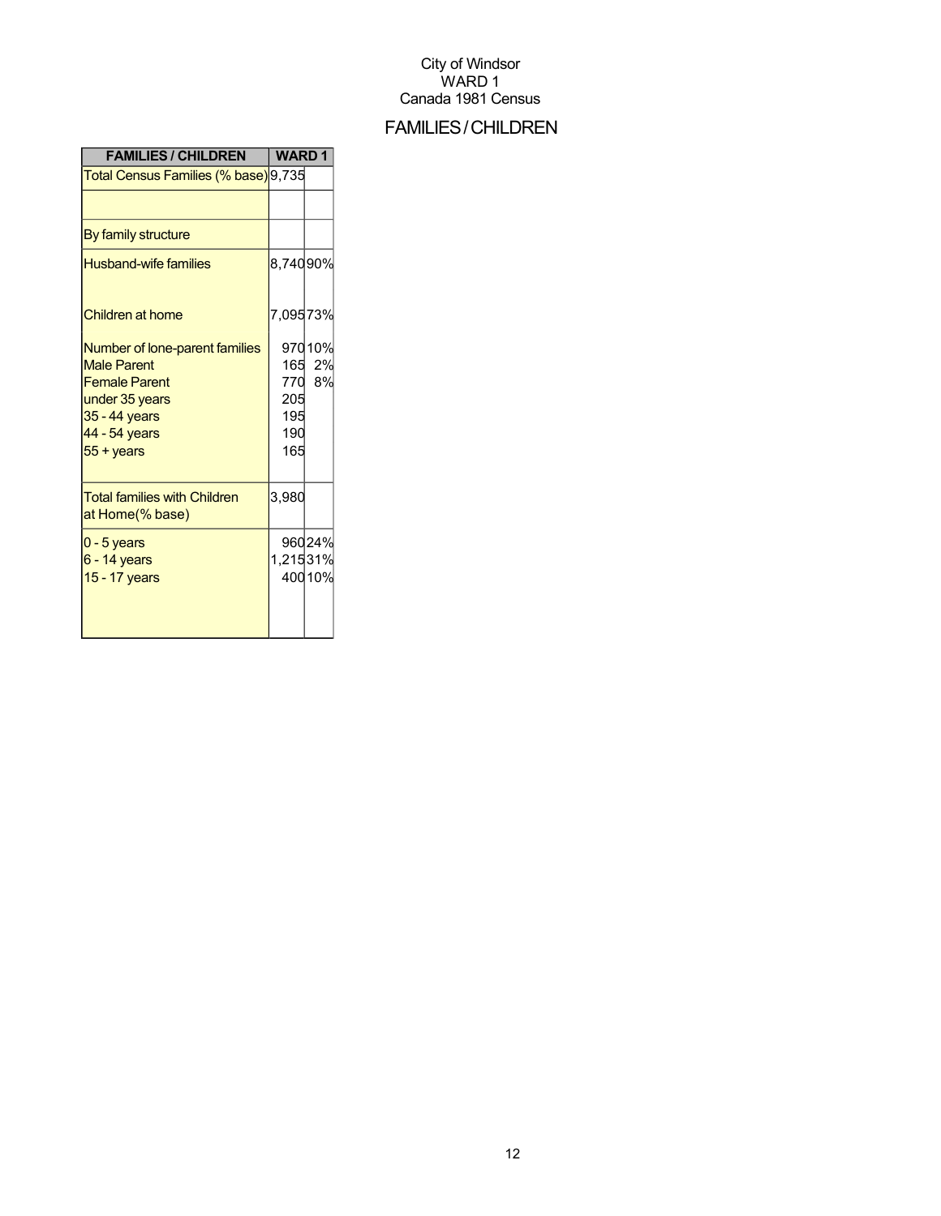City of Windsor
WARD 1
Canada 1981 Census

# FAMILIES / CHILDREN

| FAMILIES / CHILDREN | WARD 1 | |
|---|---|---|
| Total Census Families (% base) | 9,735 | |
| | | |
| By family structure | | |
| Husband-wife families | 8,740 | 90% |
| Children at home | 7,095 | 73% |
| Number of lone-parent families | 970 | 10% |
| Male Parent | 165 | 2% |
| Female Parent | 770 | 8% |
| under 35 years | 205 | |
| 35 - 44 years | 195 | |
| 44 - 54 years | 190 | |
| 55 + years | 165 | |
| Total families with Children at Home(% base) | 3,980 | |
| 0 - 5 years | 960 | 24% |
| 6 - 14 years | 1,215 | 31% |
| 15 - 17 years | 400 | 10% |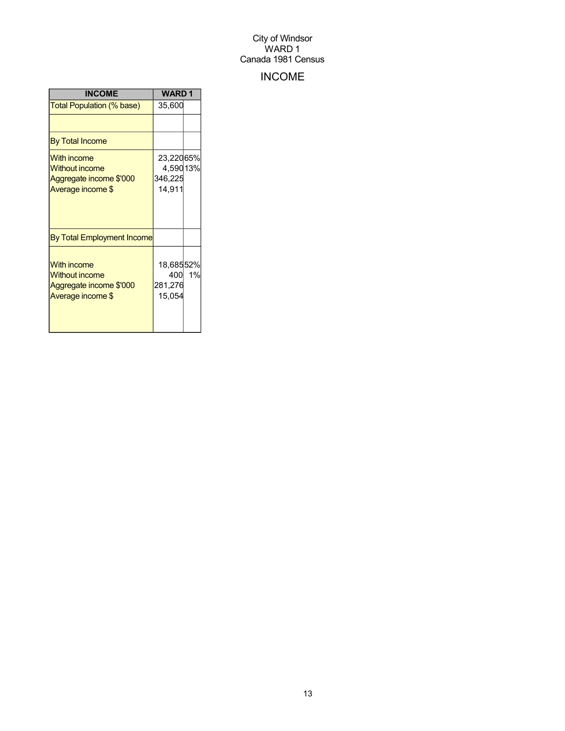City of Windsor
WARD 1
Canada 1981 Census

# INCOME

| INCOME | WARD 1 | |
|---|---|---|
| Total Population (% base) | 35,600 | |
| | | |
| By Total Income | | |
| With income | 23,220 | 65% |
| Without income | 4,590 | 13% |
| Aggregate income $'000 | 346,225 | |
| Average income $ | 14,911 | |
| By Total Employment Income | | |
| With income | 18,685 | 52% |
| Without income | 400 | 1% |
| Aggregate income $'000 | 281,276 | |
| Average income $ | 15,054 | |